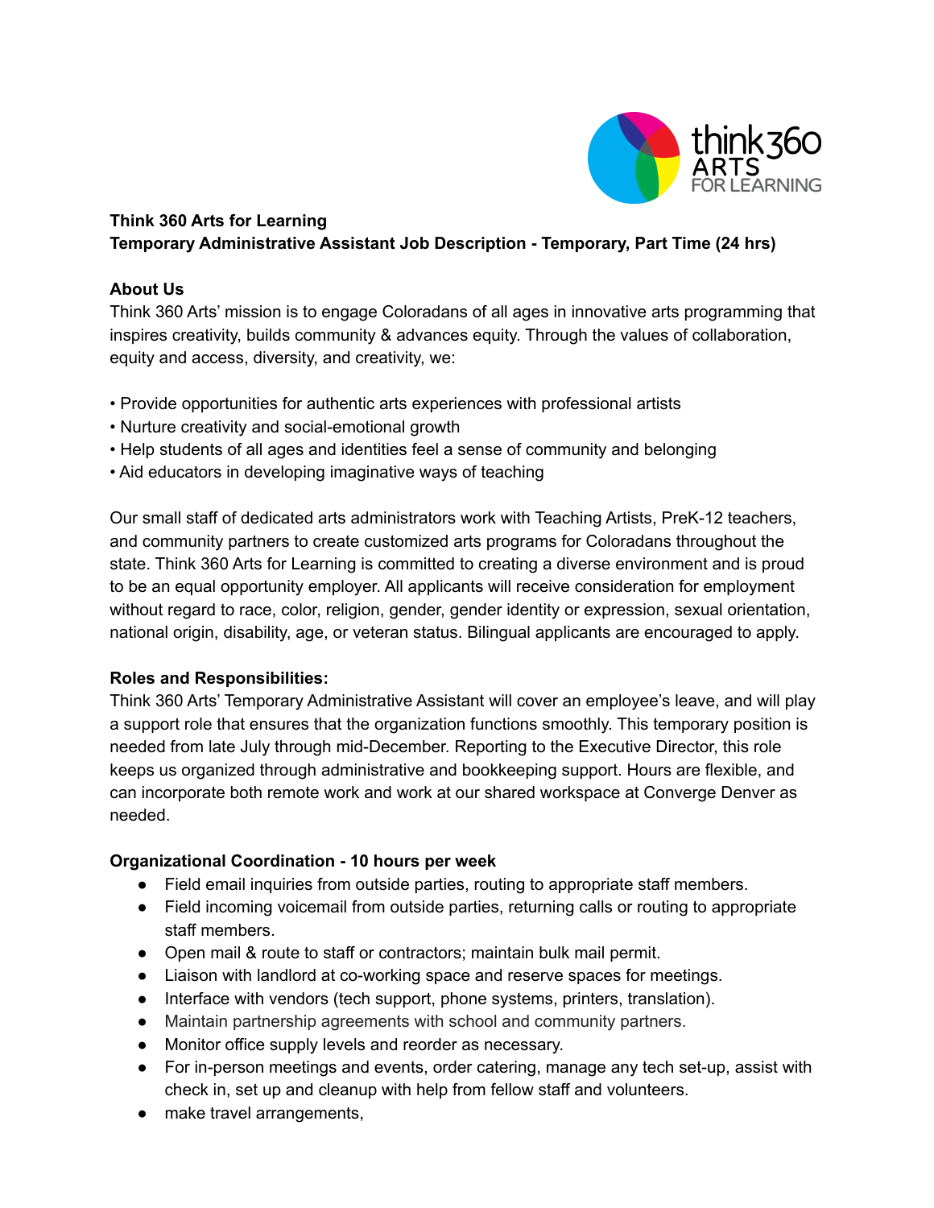**Think 360 Arts for Learning**
**Temporary Administrative Assistant Job Description - Temporary, Part Time (24 hrs)**

**About Us**

Think 360 Arts' mission is to engage Coloradans of all ages in innovative arts programming that inspires creativity, builds community & advances equity. Through the values of collaboration, equity and access, diversity, and creativity, we:

• Provide opportunities for authentic arts experiences with professional artists
• Nurture creativity and social-emotional growth
• Help students of all ages and identities feel a sense of community and belonging
• Aid educators in developing imaginative ways of teaching

Our small staff of dedicated arts administrators work with Teaching Artists, PreK-12 teachers, and community partners to create customized arts programs for Coloradans throughout the state. Think 360 Arts for Learning is committed to creating a diverse environment and is proud to be an equal opportunity employer. All applicants will receive consideration for employment without regard to race, color, religion, gender, gender identity or expression, sexual orientation, national origin, disability, age, or veteran status. Bilingual applicants are encouraged to apply.

**Roles and Responsibilities:**

Think 360 Arts' Temporary Administrative Assistant will cover an employee's leave, and will play a support role that ensures that the organization functions smoothly. This temporary position is needed from late July through mid-December. Reporting to the Executive Director, this role keeps us organized through administrative and bookkeeping support. Hours are flexible, and can incorporate both remote work and work at our shared workspace at Converge Denver as needed.

**Organizational Coordination - 10 hours per week**

- Field email inquiries from outside parties, routing to appropriate staff members.
- Field incoming voicemail from outside parties, returning calls or routing to appropriate staff members.
- Open mail & route to staff or contractors; maintain bulk mail permit.
- Liaison with landlord at co-working space and reserve spaces for meetings.
- Interface with vendors (tech support, phone systems, printers, translation).
- Maintain partnership agreements with school and community partners.
- Monitor office supply levels and reorder as necessary.
- For in-person meetings and events, order catering, manage any tech set-up, assist with check in, set up and cleanup with help from fellow staff and volunteers.
- make travel arrangements,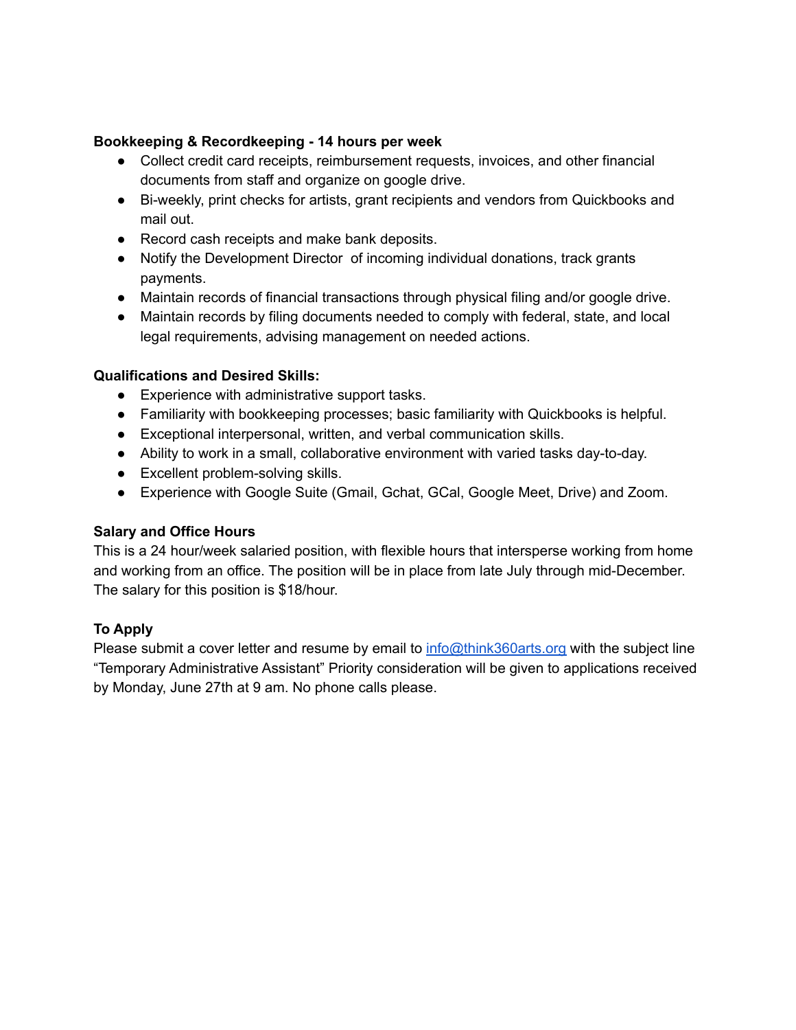**Bookkeeping & Recordkeeping - 14 hours per week**

- Collect credit card receipts, reimbursement requests, invoices, and other financial documents from staff and organize on google drive.
- Bi-weekly, print checks for artists, grant recipients and vendors from Quickbooks and mail out.
- Record cash receipts and make bank deposits.
- Notify the Development Director  of incoming individual donations, track grants payments.
- Maintain records of financial transactions through physical filing and/or google drive.
- Maintain records by filing documents needed to comply with federal, state, and local legal requirements, advising management on needed actions.

**Qualifications and Desired Skills:**

- Experience with administrative support tasks.
- Familiarity with bookkeeping processes; basic familiarity with Quickbooks is helpful.
- Exceptional interpersonal, written, and verbal communication skills.
- Ability to work in a small, collaborative environment with varied tasks day-to-day.
- Excellent problem-solving skills.
- Experience with Google Suite (Gmail, Gchat, GCal, Google Meet, Drive) and Zoom.

**Salary and Office Hours**

This is a 24 hour/week salaried position, with flexible hours that intersperse working from home and working from an office. The position will be in place from late July through mid-December. The salary for this position is $18/hour.

**To Apply**

Please submit a cover letter and resume by email to info@think360arts.org with the subject line "Temporary Administrative Assistant" Priority consideration will be given to applications received by Monday, June 27th at 9 am. No phone calls please.